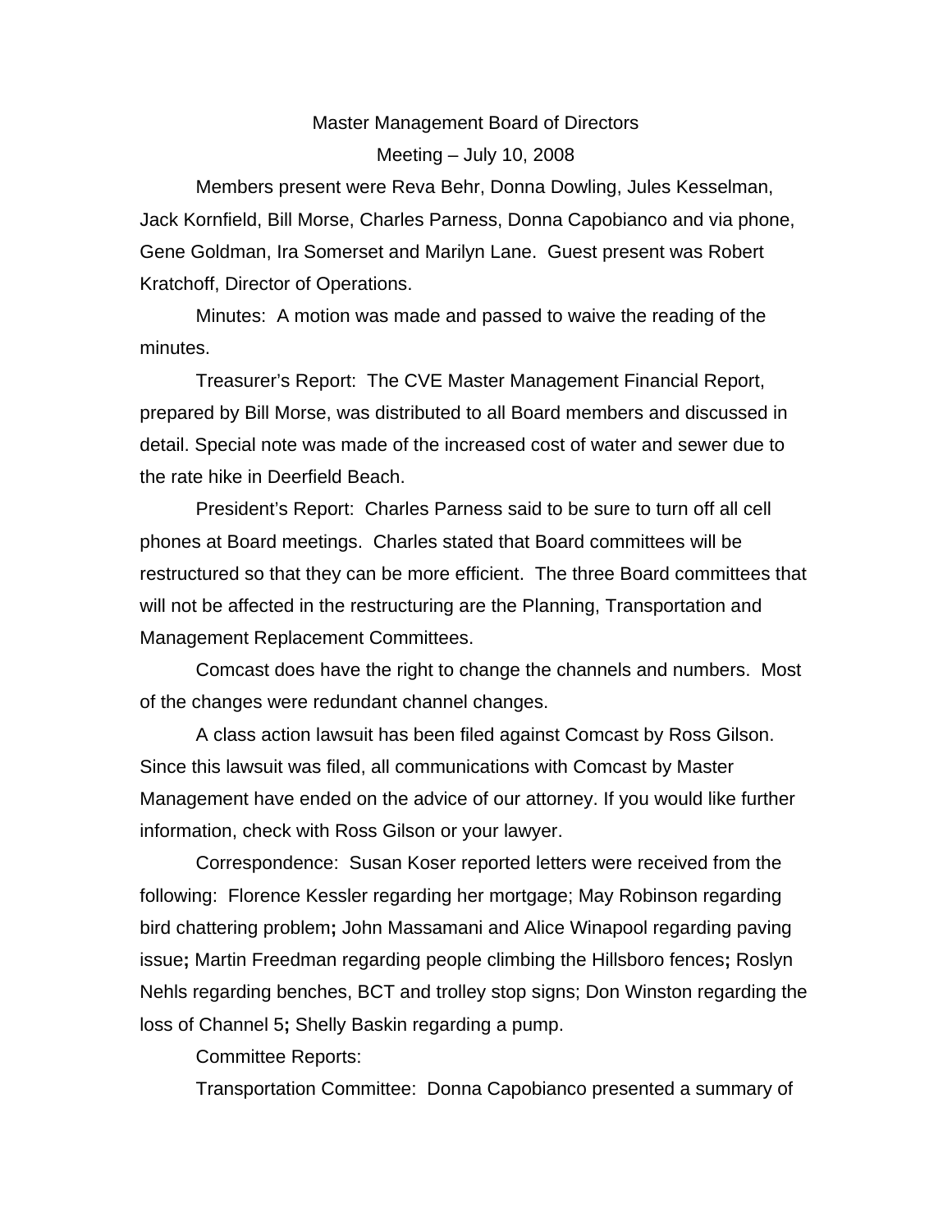# Master Management Board of Directors

## Meeting – July 10, 2008

Members present were Reva Behr, Donna Dowling, Jules Kesselman, Jack Kornfield, Bill Morse, Charles Parness, Donna Capobianco and via phone, Gene Goldman, Ira Somerset and Marilyn Lane. Guest present was Robert Kratchoff, Director of Operations.

Minutes: A motion was made and passed to waive the reading of the minutes.

Treasurer's Report: The CVE Master Management Financial Report, prepared by Bill Morse, was distributed to all Board members and discussed in detail. Special note was made of the increased cost of water and sewer due to the rate hike in Deerfield Beach.

President's Report: Charles Parness said to be sure to turn off all cell phones at Board meetings. Charles stated that Board committees will be restructured so that they can be more efficient. The three Board committees that will not be affected in the restructuring are the Planning, Transportation and Management Replacement Committees.

Comcast does have the right to change the channels and numbers. Most of the changes were redundant channel changes.

A class action lawsuit has been filed against Comcast by Ross Gilson. Since this lawsuit was filed, all communications with Comcast by Master Management have ended on the advice of our attorney. If you would like further information, check with Ross Gilson or your lawyer.

Correspondence: Susan Koser reported letters were received from the following: Florence Kessler regarding her mortgage; May Robinson regarding bird chattering problem**;** John Massamani and Alice Winapool regarding paving issue**;** Martin Freedman regarding people climbing the Hillsboro fences**;** Roslyn Nehls regarding benches, BCT and trolley stop signs; Don Winston regarding the loss of Channel 5**;** Shelly Baskin regarding a pump.

Committee Reports:

Transportation Committee: Donna Capobianco presented a summary of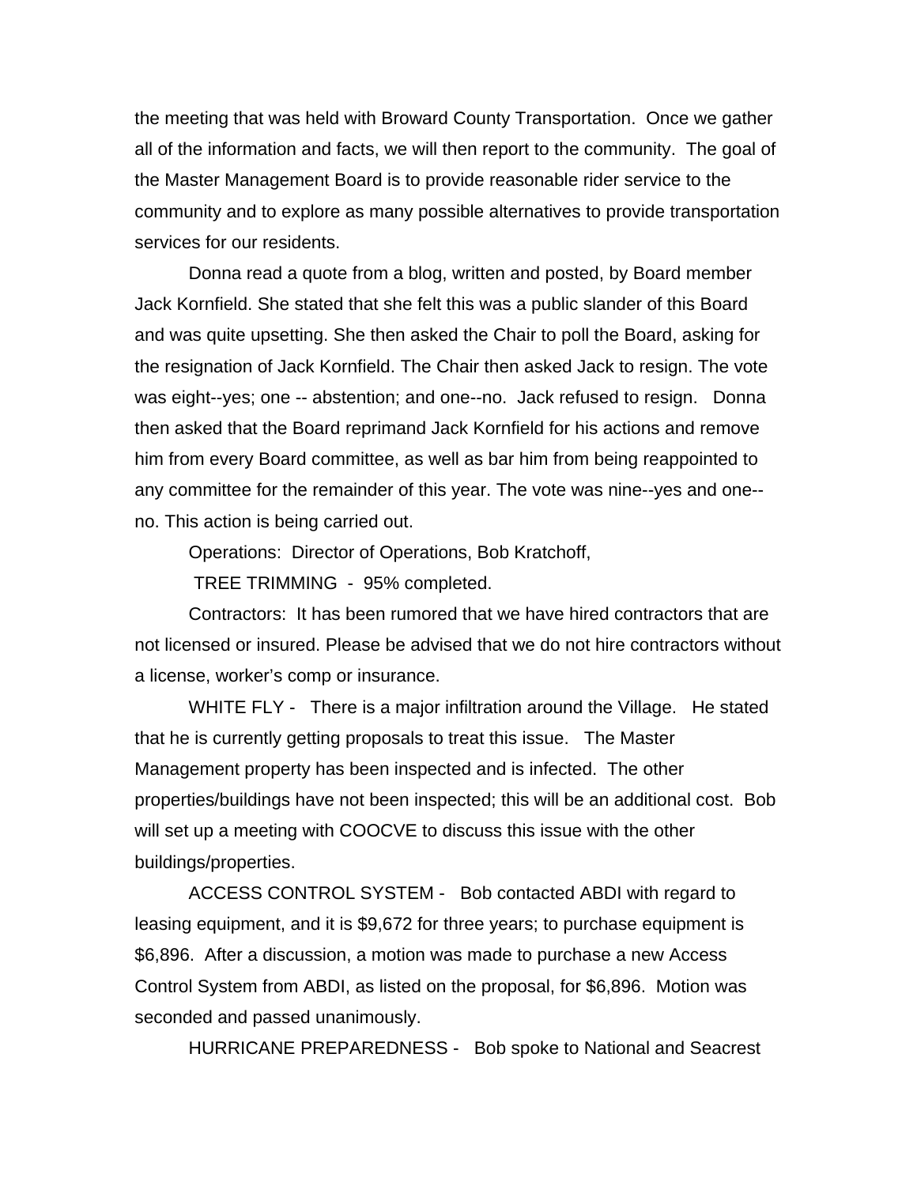the meeting that was held with Broward County Transportation. Once we gather all of the information and facts, we will then report to the community. The goal of the Master Management Board is to provide reasonable rider service to the community and to explore as many possible alternatives to provide transportation services for our residents.

Donna read a quote from a blog, written and posted, by Board member Jack Kornfield. She stated that she felt this was a public slander of this Board and was quite upsetting. She then asked the Chair to poll the Board, asking for the resignation of Jack Kornfield. The Chair then asked Jack to resign. The vote was eight--yes; one -- abstention; and one--no. Jack refused to resign. Donna then asked that the Board reprimand Jack Kornfield for his actions and remove him from every Board committee, as well as bar him from being reappointed to any committee for the remainder of this year. The vote was nine--yes and one--no. This action is being carried out.

Operations: Director of Operations, Bob Kratchoff,

TREE TRIMMING - 95% completed.

Contractors: It has been rumored that we have hired contractors that are not licensed or insured. Please be advised that we do not hire contractors without a license, worker's comp or insurance.

WHITE FLY - There is a major infiltration around the Village. He stated that he is currently getting proposals to treat this issue. The Master Management property has been inspected and is infected. The other properties/buildings have not been inspected; this will be an additional cost. Bob will set up a meeting with COOCVE to discuss this issue with the other buildings/properties.

ACCESS CONTROL SYSTEM - Bob contacted ABDI with regard to leasing equipment, and it is $9,672 for three years; to purchase equipment is $6,896. After a discussion, a motion was made to purchase a new Access Control System from ABDI, as listed on the proposal, for $6,896. Motion was seconded and passed unanimously.

HURRICANE PREPAREDNESS - Bob spoke to National and Seacrest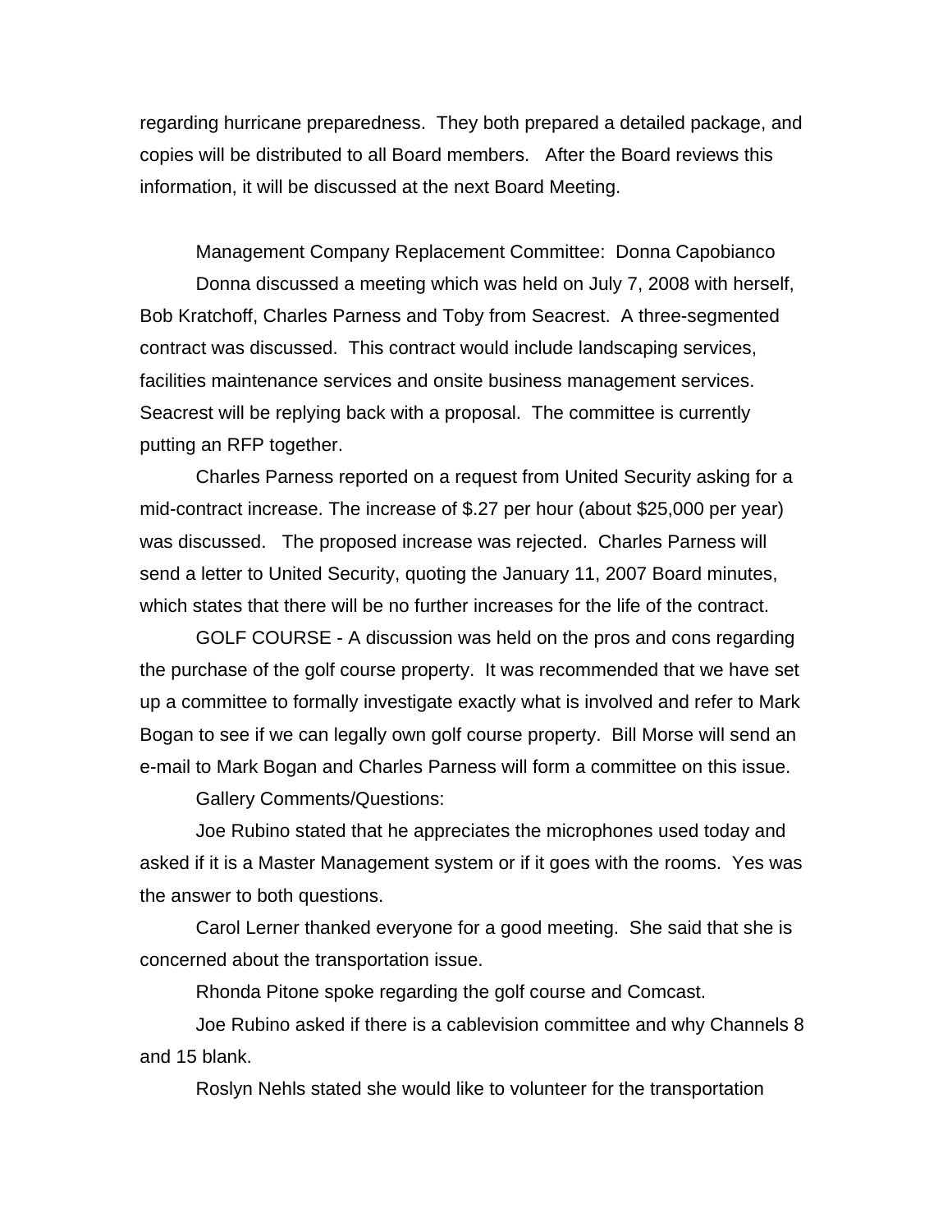regarding hurricane preparedness. They both prepared a detailed package, and copies will be distributed to all Board members. After the Board reviews this information, it will be discussed at the next Board Meeting.

Management Company Replacement Committee: Donna Capobianco

Donna discussed a meeting which was held on July 7, 2008 with herself, Bob Kratchoff, Charles Parness and Toby from Seacrest. A three-segmented contract was discussed. This contract would include landscaping services, facilities maintenance services and onsite business management services. Seacrest will be replying back with a proposal. The committee is currently putting an RFP together.

Charles Parness reported on a request from United Security asking for a mid-contract increase. The increase of $.27 per hour (about $25,000 per year) was discussed. The proposed increase was rejected. Charles Parness will send a letter to United Security, quoting the January 11, 2007 Board minutes, which states that there will be no further increases for the life of the contract.

GOLF COURSE - A discussion was held on the pros and cons regarding the purchase of the golf course property. It was recommended that we have set up a committee to formally investigate exactly what is involved and refer to Mark Bogan to see if we can legally own golf course property. Bill Morse will send an e-mail to Mark Bogan and Charles Parness will form a committee on this issue.

Gallery Comments/Questions:

Joe Rubino stated that he appreciates the microphones used today and asked if it is a Master Management system or if it goes with the rooms. Yes was the answer to both questions.

Carol Lerner thanked everyone for a good meeting. She said that she is concerned about the transportation issue.

Rhonda Pitone spoke regarding the golf course and Comcast.

Joe Rubino asked if there is a cablevision committee and why Channels 8 and 15 blank.

Roslyn Nehls stated she would like to volunteer for the transportation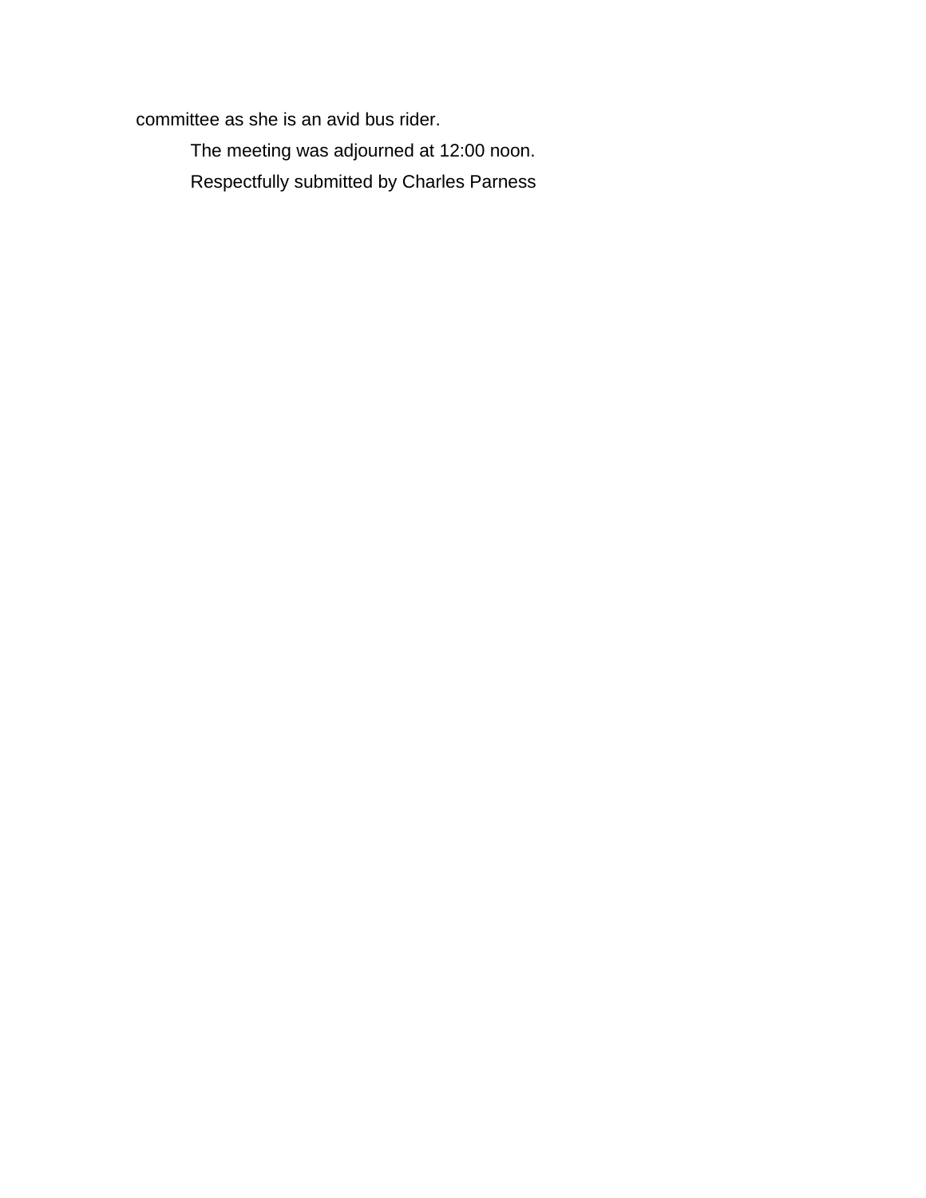committee as she is an avid bus rider.

The meeting was adjourned at 12:00 noon.

Respectfully submitted by Charles Parness